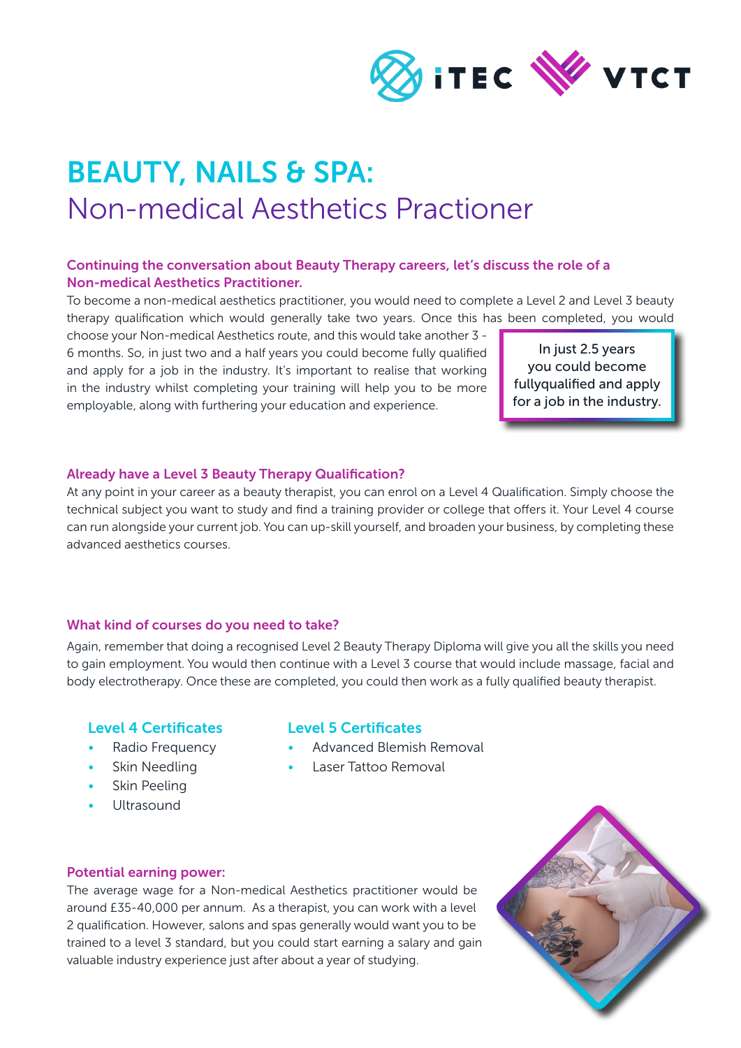iTEC VTCT

# BEAUTY, NAILS & SPA:

## Non-medical Aesthetics Practioner

**Continuing the conversation about Beauty Therapy careers, let's discuss the role of a Non-medical Aesthetics Practitioner.**

To become a non-medical aesthetics practitioner, you would need to complete a Level 2 and Level 3 beauty therapy qualification which would generally take two years. Once this has been completed, you would choose your Non-medical Aesthetics route, and this would take another 3 - 6 months. So, in just two and a half years you could become fully qualified and apply for a job in the industry. It's important to realise that working in the industry whilst completing your training will help you to be more employable, along with furthering your education and experience.

> In just 2.5 years you could become fullyqualified and apply for a job in the industry.

### Already have a Level 3 Beauty Therapy Qualification?

At any point in your career as a beauty therapist, you can enrol on a Level 4 Qualification. Simply choose the technical subject you want to study and find a training provider or college that offers it. Your Level 4 course can run alongside your current job. You can up-skill yourself, and broaden your business, by completing these advanced aesthetics courses.

### What kind of courses do you need to take?

Again, remember that doing a recognised Level 2 Beauty Therapy Diploma will give you all the skills you need to gain employment. You would then continue with a Level 3 course that would include massage, facial and body electrotherapy. Once these are completed, you could then work as a fully qualified beauty therapist.

#### Level 4 Certificates

- Radio Frequency
- Skin Needling
- Skin Peeling
- Ultrasound

#### Level 5 Certificates

- Advanced Blemish Removal
- Laser Tattoo Removal

### Potential earning power:

The average wage for a Non-medical Aesthetics practitioner would be around £35-40,000 per annum. As a therapist, you can work with a level 2 qualification. However, salons and spas generally would want you to be trained to a level 3 standard, but you could start earning a salary and gain valuable industry experience just after about a year of studying.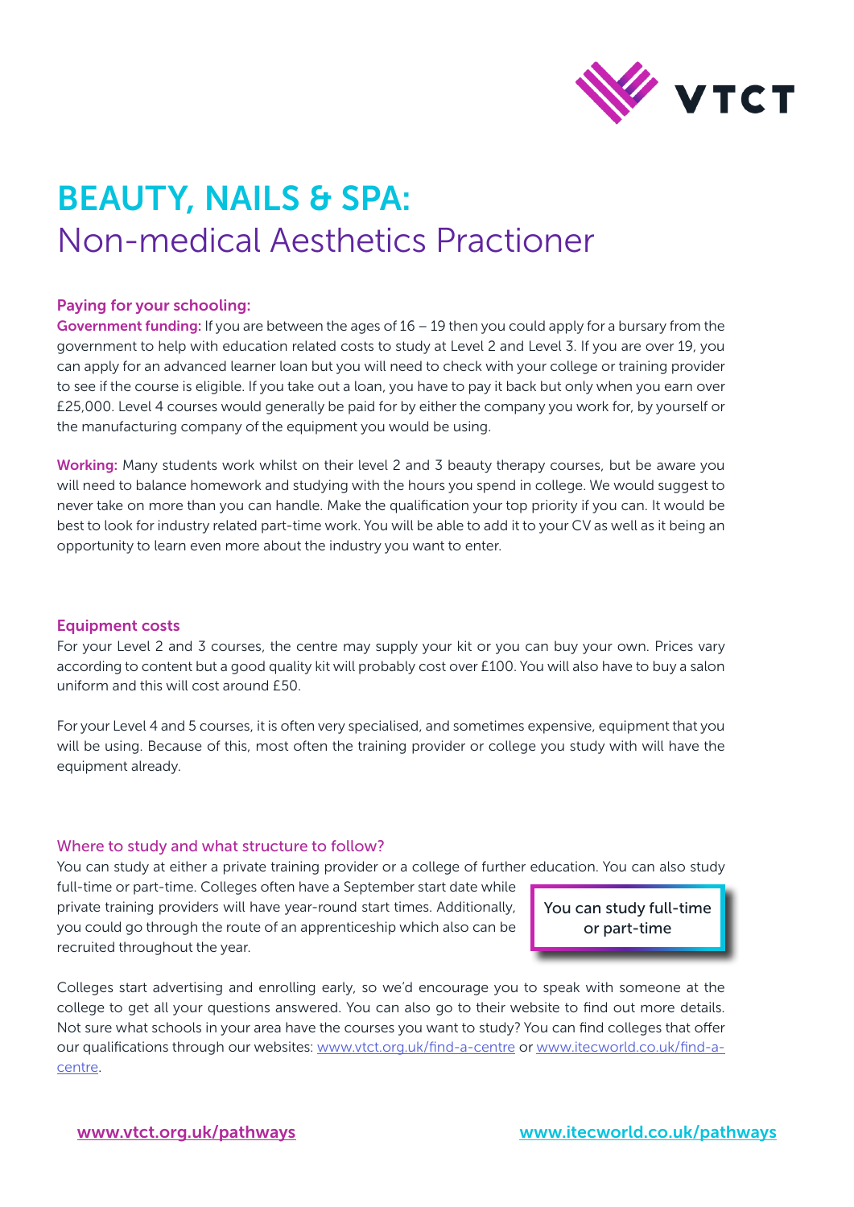# BEAUTY, NAILS & SPA:

## Non-medical Aesthetics Practioner

### Paying for your schooling:

**Government funding:** If you are between the ages of 16 – 19 then you could apply for a bursary from the government to help with education related costs to study at Level 2 and Level 3. If you are over 19, you can apply for an advanced learner loan but you will need to check with your college or training provider to see if the course is eligible. If you take out a loan, you have to pay it back but only when you earn over £25,000. Level 4 courses would generally be paid for by either the company you work for, by yourself or the manufacturing company of the equipment you would be using.

**Working:** Many students work whilst on their level 2 and 3 beauty therapy courses, but be aware you will need to balance homework and studying with the hours you spend in college. We would suggest to never take on more than you can handle. Make the qualification your top priority if you can. It would be best to look for industry related part-time work. You will be able to add it to your CV as well as it being an opportunity to learn even more about the industry you want to enter.

### Equipment costs

For your Level 2 and 3 courses, the centre may supply your kit or you can buy your own. Prices vary according to content but a good quality kit will probably cost over £100. You will also have to buy a salon uniform and this will cost around £50.

For your Level 4 and 5 courses, it is often very specialised, and sometimes expensive, equipment that you will be using. Because of this, most often the training provider or college you study with will have the equipment already.

### Where to study and what structure to follow?

You can study at either a private training provider or a college of further education. You can also study full-time or part-time. Colleges often have a September start date while private training providers will have year-round start times. Additionally, you could go through the route of an apprenticeship which also can be recruited throughout the year.

> You can study full-time or part-time

Colleges start advertising and enrolling early, so we'd encourage you to speak with someone at the college to get all your questions answered. You can also go to their website to find out more details. Not sure what schools in your area have the courses you want to study? You can find colleges that offer our qualifications through our websites: www.vtct.org.uk/find-a-centre or www.itecworld.co.uk/find-a-centre.

www.vtct.org.uk/pathways

www.itecworld.co.uk/pathways